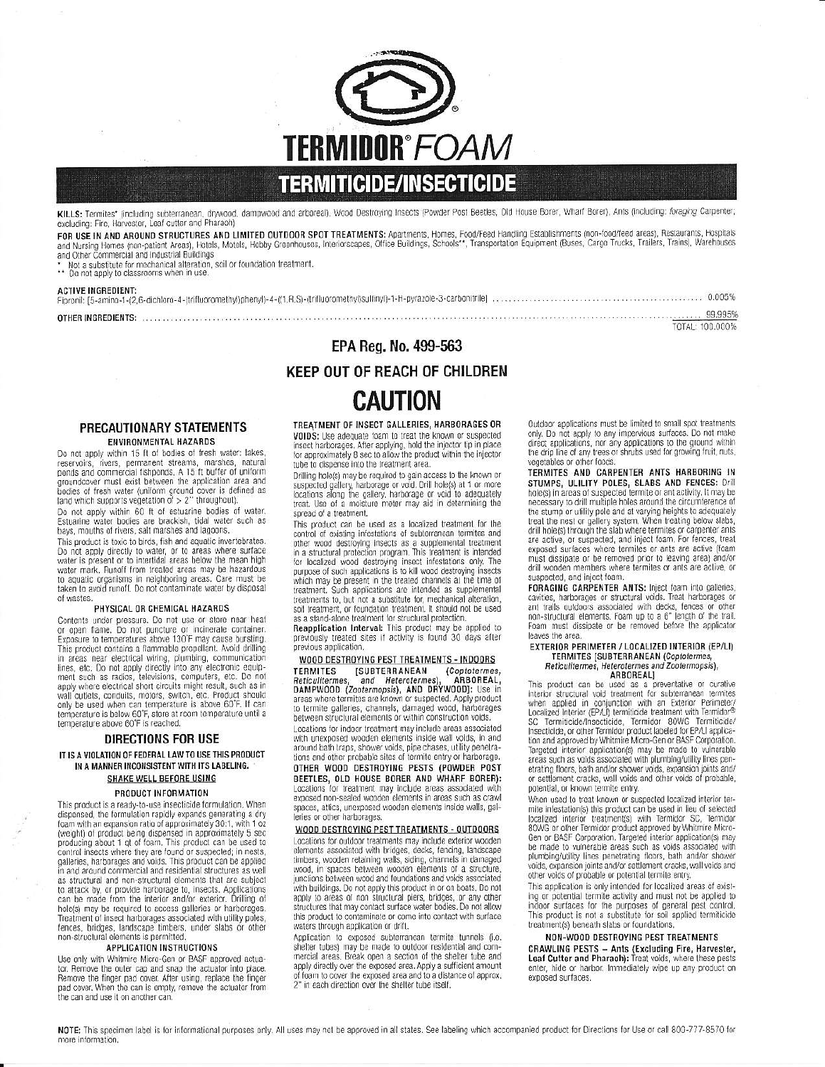# TERMIDOR® FOAM

## TERMITICIDE/INSECTICIDE

**KILLS:** Termites* (including subterranean, drywood, dampwood and arboreal), Wood Destroying Insects (Powder Post Beetles, Old House Borer, Wharf Borer), Ants (including: *foraging* Carpenter; excluding: Fire, Harvester, Leaf cutter and Pharaoh)

**FOR USE IN AND AROUND STRUCTURES AND LIMITED OUTDOOR SPOT TREATMENTS:** Apartments, Homes, Food/Feed Handling Establishments (non-food/feed areas), Restaurants, Hospitals and Nursing Homes (non-patient Areas), Hotels, Motels, Hobby Greenhouses, Interiorscapes, Office Buildings, Schools**, Transportation Equipment (Buses, Cargo Trucks, Trailers, Trains), Warehouses and Other Commercial and Industrial Buildings

\* Not a substitute for mechanical alteration, soil or foundation treatment.
\** Do not apply to classrooms when in use.

**ACTIVE INGREDIENT:**
Fipronil: [5-amino-1-(2,6-dichloro-4-(trifluoromethyl)phenyl)-4-((1,R,S)-(trifluoromethyl)sulfinyl)-1-H-pyrazole-3-carbonitrile] ............ 0.005%
**OTHER INGREDIENTS:** ............ 99.995%
TOTAL: 100.000%

## EPA Reg. No. 499-563

## KEEP OUT OF REACH OF CHILDREN

# CAUTION

## PRECAUTIONARY STATEMENTS

### ENVIRONMENTAL HAZARDS

Do not apply within 15 ft of bodies of fresh water: lakes, reservoirs, rivers, permanent streams, marshes, natural ponds and commercial fishponds. A 15 ft buffer of uniform groundcover must exist between the application area and bodies of fresh water (uniform ground cover is defined as land which supports vegetation of > 2" throughout).

Do not apply within 60 ft of estuarine bodies of water. Estuarine water bodies are brackish, tidal water such as bays, mouths of rivers, salt marshes and lagoons.

This product is toxic to birds, fish and aquatic invertebrates. Do not apply directly to water, or to areas where surface water is present or to intertidal areas below the mean high water mark. Runoff from treated areas may be hazardous to aquatic organisms in neighboring areas. Care must be taken to avoid runoff. Do not contaminate water by disposal of wastes.

### PHYSICAL OR CHEMICAL HAZARDS

Contents under pressure. Do not use or store near heat or open flame. Do not puncture or incinerate container. Exposure to temperatures above 130°F may cause bursting. This product contains a flammable propellant. Avoid drilling in areas near electrical wiring, plumbing, communication lines, etc. Do not apply directly into any electronic equipment such as radios, televisions, computers, etc. Do not apply where electrical short circuits might result, such as in wall outlets, conduits, motors, switch, etc. Product should only be used when can temperature is above 60°F. If can temperature is below 60°F, store at room temperature until a temperature above 60°F is reached.

## DIRECTIONS FOR USE

**IT IS A VIOLATION OF FEDERAL LAW TO USE THIS PRODUCT IN A MANNER INCONSISTENT WITH ITS LABELING.**

**SHAKE WELL BEFORE USING**

### PRODUCT INFORMATION

This product is a ready-to-use insecticide formulation. When dispensed, the formulation rapidly expands generating a dry foam with an expansion ratio of approximately 30:1, with 1 oz (weight) of product being dispensed in approximately 5 sec producing about 1 qt of foam. This product can be used to control insects where they are found or suspected; in nests, galleries, harborages and voids. This product can be applied in and around commercial and residential structures as well as structural and non-structural elements that are subject to attack by, or provide harborage to, insects. Applications can be made from the interior and/or exterior. Drilling of hole(s) may be required to access galleries or harborages. Treatment of insect harborages associated with utility poles, fences, bridges, landscape timbers, under slabs or other non-structural elements is permitted.

### APPLICATION INSTRUCTIONS

Use only with Whitmire Micro-Gen or BASF approved actuator. Remove the outer cap and snap the actuator into place. Remove the finger pad cover. After using, replace the finger pad cover. When the can is empty, remove the actuator from the can and use it on another can.

**TREATMENT OF INSECT GALLERIES, HARBORAGES OR VOIDS:** Use adequate foam to treat the known or suspected insect harborages. After applying, hold the injector tip in place for approximately 8 sec to allow the product within the injector tube to dispense into the treatment area.

Drilling hole(s) may be required to gain access to the known or suspected gallery, harborage or void. Drill hole(s) at 1 or more locations along the gallery, harborage or void to adequately treat. Use of a moisture meter may aid in determining the spread of a treatment.

This product can be used as a localized treatment for the control of existing infestations of subterranean termites and other wood destroying insects as a supplemental treatment in a structural protection program. This treatment is intended for localized wood destroying insect infestations only. The purpose of such applications is to kill wood destroying insects which may be present in the treated channels at the time of treatment. Such applications are intended as supplemental treatments to, but not a substitute for, mechanical alteration, soil treatment, or foundation treatment. It should not be used as a stand-alone treatment for structural protection.

**Reapplication Interval:** This product may be applied to previously treated sites if activity is found 30 days after previous application.

### WOOD DESTROYING PEST TREATMENTS - INDOORS

**TERMITES [SUBTERRANEAN (*Coptotermes, Reticulitermes,* and *Heterotermes*), ARBOREAL, DAMPWOOD (*Zootermopsis*), AND DRYWOOD]:** Use in areas where termites are known or suspected. Apply product to termite galleries, channels, damaged wood, harborages between structural elements or within construction voids.

Locations for indoor treatment may include areas associated with unexposed wooden elements inside wall voids, in and around bath traps, shower voids, pipe chases, utility penetrations and other probable sites of termite entry or harborage.

**OTHER WOOD DESTROYING PESTS (POWDER POST BEETLES, OLD HOUSE BORER AND WHARF BORER):** Locations for treatment may include areas associated with exposed non-sealed wooden elements in areas such as crawl spaces, attics, unexposed wooden elements inside walls, galleries or other harborages.

### WOOD DESTROYING PEST TREATMENTS - OUTDOORS

Locations for outdoor treatments may include exterior wooden elements associated with bridges, decks, fencing, landscape timbers, wooden retaining walls, siding, channels in damaged wood, in spaces between wooden elements of a structure, junctions between wood and foundations and voids associated with buildings. Do not apply this product in or on boats. Do not apply to areas of non structural piers, bridges, or any other structures that may contact surface water bodies. Do not allow this product to contaminate or come into contact with surface waters through application or drift.

Application to exposed subterranean termite tunnels (i.e. shelter tubes) may be made to outdoor residential and commercial areas. Break open a section of the shelter tube and apply directly over the exposed area. Apply a sufficient amount of foam to cover the exposed area and to a distance of approx. 2" in each direction over the shelter tube itself.

Outdoor applications must be limited to small spot treatments only. Do not apply to any impervious surfaces. Do not make direct applications, nor any applications to the ground within the drip line of any trees or shrubs used for growing fruit, nuts, vegetables or other foods.

**TERMITES AND CARPENTER ANTS HARBORING IN STUMPS, UTILITY POLES, SLABS AND FENCES:** Drill hole(s) in areas of suspected termite or ant activity. It may be necessary to drill multiple holes around the circumference of the stump or utility pole and at varying heights to adequately treat the nest or gallery system. When treating below slabs, drill hole(s) through the slab where termites or carpenter ants are active, or suspected, and inject foam. For fences, treat exposed surfaces where termites or ants are active (foam must dissipate or be removed prior to leaving area) and/or drill wooden members where termites or ants are active, or suspected, and inject foam.

**FORAGING CARPENTER ANTS:** Inject foam into galleries, cavities, harborages or structural voids. Treat harborages or ant trails outdoors associated with decks, fences or other non-structural elements. Foam up to a 6" length of the trail. Foam must dissipate or be removed before the applicator leaves the area.

### EXTERIOR PERIMETER / LOCALIZED INTERIOR (EP/LI) TERMITES [SUBTERRANEAN (*Coptotermes, Reticulitermes, Heterotermes and Zootermopsis*), ARBOREAL]

This product can be used as a preventative or curative interior structural void treatment for subterranean termites when applied in conjunction with an Exterior Perimeter/Localized Interior (EP/LI) termiticide treatment with Termidor® SC Termiticide/Insecticide, Termidor 80WG Termiticide/Insecticide, or other Termidor product labeled for EP/LI application and approved by Whitmire Micro-Gen or BASF Corporation. Targeted interior application(s) may be made to vulnerable areas such as voids associated with plumbing/utility lines penetrating floors, bath and/or shower voids, expansion joints and/or settlement cracks, wall voids and other voids of probable, potential, or known termite entry.

When used to treat known or suspected localized interior termite infestation(s) this product can be used in lieu of selected localized interior treatment(s) with Termidor SC, Termidor 80WG or other Termidor product approved by Whitmire Micro-Gen or BASF Corporation. Targeted interior application(s) may be made to vulnerable areas such as voids associated with plumbing/utility lines penetrating floors, bath and/or shower voids, expansion joints and/or settlement cracks, wall voids and other voids of probable or potential termite entry.

This application is only intended for localized areas of existing or potential termite activity and must not be applied to indoor surfaces for the purposes of general pest control. This product is not a substitute for soil applied termiticide treatment(s) beneath slabs or foundations.

### NON-WOOD DESTROYING PEST TREATMENTS

**CRAWLING PESTS – Ants (Excluding Fire, Harvester, Leaf Cutter and Pharaoh):** Treat voids, where these pests enter, hide or harbor. Immediately wipe up any product on exposed surfaces.

**NOTE:** This specimen label is for informational purposes only. All uses may not be approved in all states. See labeling which accompanied product for Directions for Use or call 800-777-8570 for more information.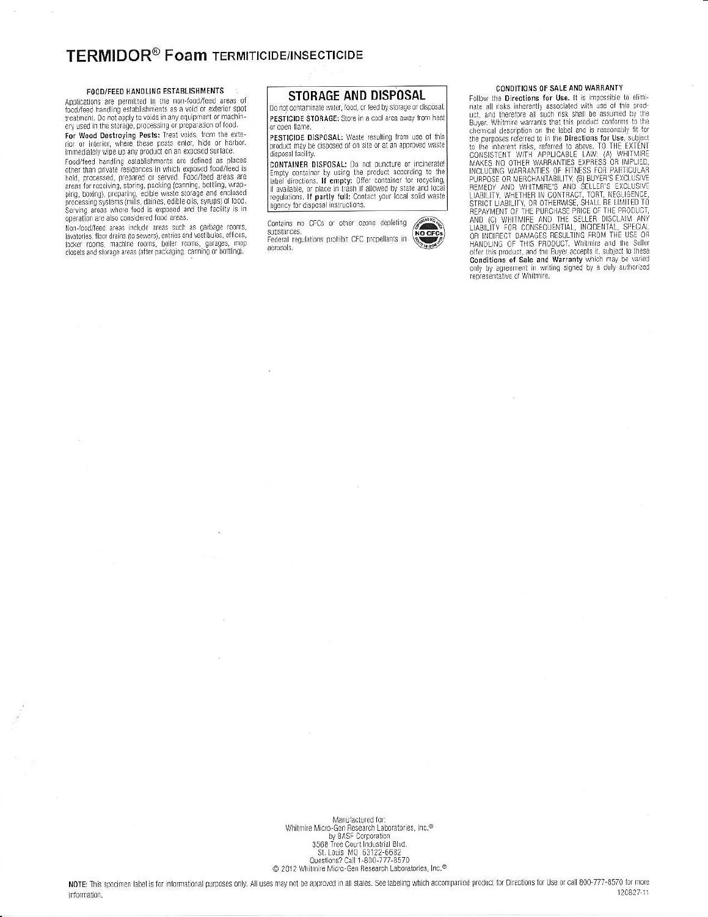# TERMIDOR® Foam TERMITICIDE/INSECTICIDE

### FOOD/FEED HANDLING ESTABLISHMENTS

Applications are permitted in the non-food/feed areas of food/feed handling establishments as a void or exterior spot treatment. Do not apply to voids in any equipment or machinery used in the storage, processing or preparation of food.

**For Wood Destroying Pests:** Treat voids, from the exterior or interior, where these pests enter, hide or harbor. Immediately wipe up any product on an exposed surface.

Food/feed handling establishments are defined as places other than private residences in which exposed food/feed is held, processed, prepared or served. Food/feed areas are areas for receiving, storing, packing (canning, bottling, wrapping, boxing), preparing, edible waste storage and enclosed processing systems (mills, dairies, edible oils, syrups) of food. Serving areas where food is exposed and the facility is in operation are also considered food areas.

Non-food/feed areas include areas such as garbage rooms, lavatories, floor drains (to sewers), entries and vestibules, offices, locker rooms, machine rooms, boiler rooms, garages, mop closets and storage areas (after packaging, canning or bottling).

## STORAGE AND DISPOSAL

Do not contaminate water, food, or feed by storage or disposal.

**PESTICIDE STORAGE:** Store in a cool area away from heat or open flame.

**PESTICIDE DISPOSAL:** Waste resulting from use of this product may be disposed of on site or at an approved waste disposal facility.

**CONTAINER DISPOSAL:** Do not puncture or incinerate! Empty container by using the product according to the label directions. **If empty:** Offer container for recycling, if available, or place in trash if allowed by state and local regulations. **If partly full:** Contact your local solid waste agency for disposal instructions.

Contains no CFCs or other ozone depleting substances.
Federal regulations prohibit CFC propellants in aerosols.

NO CFCs

### CONDITIONS OF SALE AND WARRANTY

Follow the **Directions for Use.** It is impossible to eliminate all risks inherently associated with use of this product, and therefore all such risk shall be assumed by the Buyer. Whitmire warrants that this product conforms to the chemical description on the label and is reasonably fit for the purposes referred to in the **Directions for Use**, subject to the inherent risks, referred to above. TO THE EXTENT CONSISTENT WITH APPLICABLE LAW: (A) WHITMIRE MAKES NO OTHER WARRANTIES EXPRESS OR IMPLIED, INCLUDING WARRANTIES OF FITNESS FOR PARTICULAR PURPOSE OR MERCHANTABILITY, (B) BUYER'S EXCLUSIVE REMEDY AND WHITMIRE'S AND SELLER'S EXCLUSIVE LIABILITY, WHETHER IN CONTRACT, TORT, NEGLIGENCE, STRICT LIABILITY, OR OTHERWISE, SHALL BE LIMITED TO REPAYMENT OF THE PURCHASE PRICE OF THE PRODUCT, AND (C) WHITMIRE AND THE SELLER DISCLAIM ANY LIABILITY FOR CONSEQUENTIAL, INCIDENTAL, SPECIAL OR INDIRECT DAMAGES RESULTING FROM THE USE OR HANDLING OF THIS PRODUCT. Whitmire and the Seller offer this product, and the Buyer accepts it, subject to these **Conditions of Sale and Warranty** which may be varied only by agreement in writing signed by a duly authorized representative of Whitmire.

Manufactured for:
Whitmire Micro-Gen Research Laboratories, Inc.®
by BASF Corporation
3568 Tree Court Industrial Blvd.
St. Louis MO 63122-6682
Questions? Call 1-800-777-8570
© 2012 Whitmire Micro-Gen Research Laboratories, Inc.®

NOTE: This specimen label is for informational purposes only. All uses may not be approved in all states. See labeling which accompanied product for Directions for Use or call 800-777-8570 for more information.

120827-11